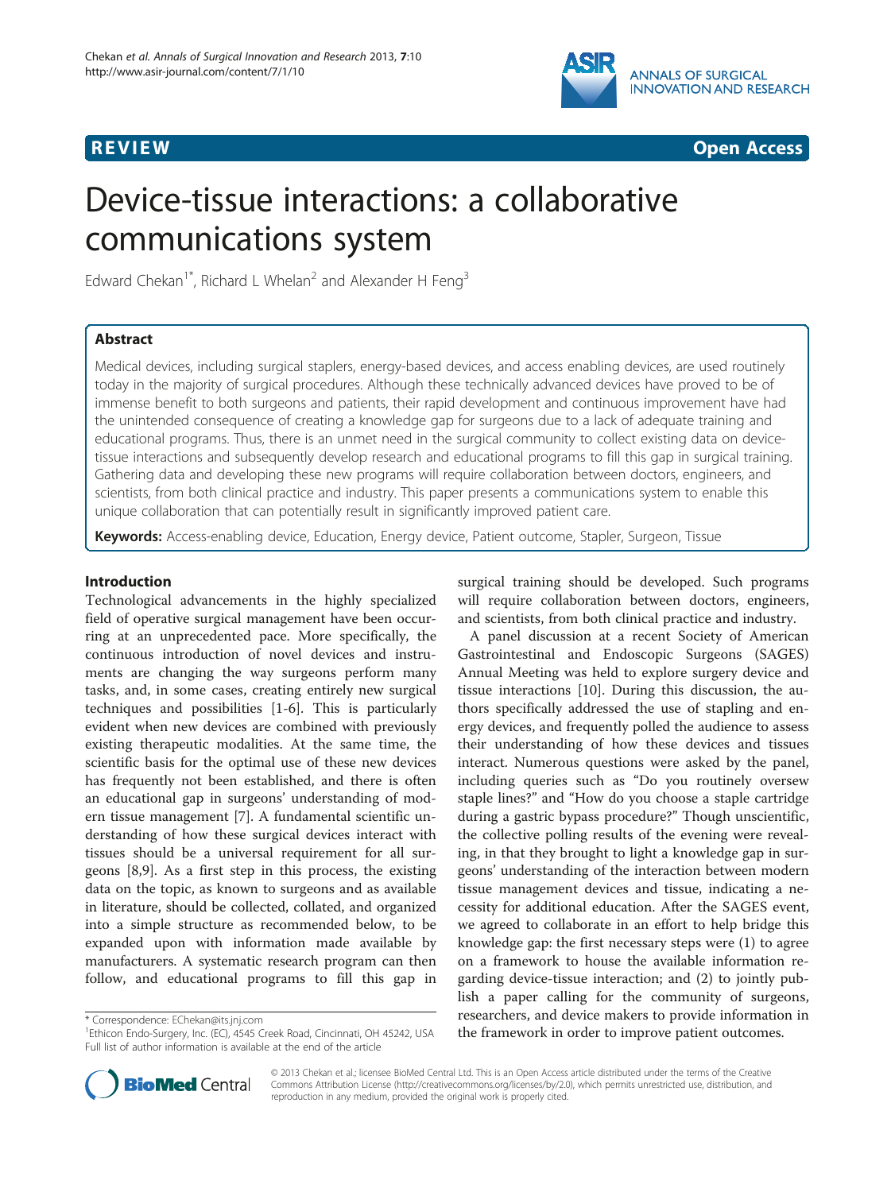**REVIEW** **Open Access**

# Device-tissue interactions: a collaborative communications system

Edward Chekan[1*], Richard L Whelan[2] and Alexander H Feng[3]

## Abstract

Medical devices, including surgical staplers, energy-based devices, and access enabling devices, are used routinely today in the majority of surgical procedures. Although these technically advanced devices have proved to be of immense benefit to both surgeons and patients, their rapid development and continuous improvement have had the unintended consequence of creating a knowledge gap for surgeons due to a lack of adequate training and educational programs. Thus, there is an unmet need in the surgical community to collect existing data on device-tissue interactions and subsequently develop research and educational programs to fill this gap in surgical training. Gathering data and developing these new programs will require collaboration between doctors, engineers, and scientists, from both clinical practice and industry. This paper presents a communications system to enable this unique collaboration that can potentially result in significantly improved patient care.

**Keywords:** Access-enabling device, Education, Energy device, Patient outcome, Stapler, Surgeon, Tissue

## Introduction

Technological advancements in the highly specialized field of operative surgical management have been occurring at an unprecedented pace. More specifically, the continuous introduction of novel devices and instruments are changing the way surgeons perform many tasks, and, in some cases, creating entirely new surgical techniques and possibilities [1-6]. This is particularly evident when new devices are combined with previously existing therapeutic modalities. At the same time, the scientific basis for the optimal use of these new devices has frequently not been established, and there is often an educational gap in surgeons' understanding of modern tissue management [7]. A fundamental scientific understanding of how these surgical devices interact with tissues should be a universal requirement for all surgeons [8,9]. As a first step in this process, the existing data on the topic, as known to surgeons and as available in literature, should be collected, collated, and organized into a simple structure as recommended below, to be expanded upon with information made available by manufacturers. A systematic research program can then follow, and educational programs to fill this gap in surgical training should be developed. Such programs will require collaboration between doctors, engineers, and scientists, from both clinical practice and industry.

A panel discussion at a recent Society of American Gastrointestinal and Endoscopic Surgeons (SAGES) Annual Meeting was held to explore surgery device and tissue interactions [10]. During this discussion, the authors specifically addressed the use of stapling and energy devices, and frequently polled the audience to assess their understanding of how these devices and tissues interact. Numerous questions were asked by the panel, including queries such as "Do you routinely oversew staple lines?" and "How do you choose a staple cartridge during a gastric bypass procedure?" Though unscientific, the collective polling results of the evening were revealing, in that they brought to light a knowledge gap in surgeons' understanding of the interaction between modern tissue management devices and tissue, indicating a necessity for additional education. After the SAGES event, we agreed to collaborate in an effort to help bridge this knowledge gap: the first necessary steps were (1) to agree on a framework to house the available information regarding device-tissue interaction; and (2) to jointly publish a paper calling for the community of surgeons, researchers, and device makers to provide information in the framework in order to improve patient outcomes.

\* Correspondence: EChekan@its.jnj.com
[1]Ethicon Endo-Surgery, Inc. (EC), 4545 Creek Road, Cincinnati, OH 45242, USA
Full list of author information is available at the end of the article

© 2013 Chekan et al.; licensee BioMed Central Ltd. This is an Open Access article distributed under the terms of the Creative Commons Attribution License (http://creativecommons.org/licenses/by/2.0), which permits unrestricted use, distribution, and reproduction in any medium, provided the original work is properly cited.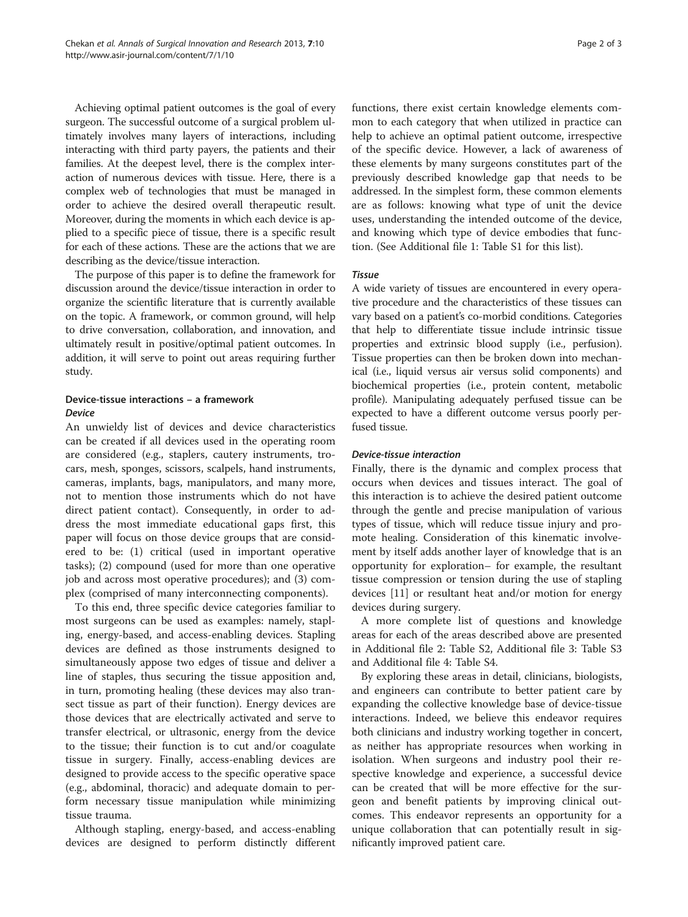Achieving optimal patient outcomes is the goal of every surgeon. The successful outcome of a surgical problem ultimately involves many layers of interactions, including interacting with third party payers, the patients and their families. At the deepest level, there is the complex interaction of numerous devices with tissue. Here, there is a complex web of technologies that must be managed in order to achieve the desired overall therapeutic result. Moreover, during the moments in which each device is applied to a specific piece of tissue, there is a specific result for each of these actions. These are the actions that we are describing as the device/tissue interaction.

The purpose of this paper is to define the framework for discussion around the device/tissue interaction in order to organize the scientific literature that is currently available on the topic. A framework, or common ground, will help to drive conversation, collaboration, and innovation, and ultimately result in positive/optimal patient outcomes. In addition, it will serve to point out areas requiring further study.

## Device-tissue interactions – a framework

### *Device*

An unwieldy list of devices and device characteristics can be created if all devices used in the operating room are considered (e.g., staplers, cautery instruments, trocars, mesh, sponges, scissors, scalpels, hand instruments, cameras, implants, bags, manipulators, and many more, not to mention those instruments which do not have direct patient contact). Consequently, in order to address the most immediate educational gaps first, this paper will focus on those device groups that are considered to be: (1) critical (used in important operative tasks); (2) compound (used for more than one operative job and across most operative procedures); and (3) complex (comprised of many interconnecting components).

To this end, three specific device categories familiar to most surgeons can be used as examples: namely, stapling, energy-based, and access-enabling devices. Stapling devices are defined as those instruments designed to simultaneously appose two edges of tissue and deliver a line of staples, thus securing the tissue apposition and, in turn, promoting healing (these devices may also transect tissue as part of their function). Energy devices are those devices that are electrically activated and serve to transfer electrical, or ultrasonic, energy from the device to the tissue; their function is to cut and/or coagulate tissue in surgery. Finally, access-enabling devices are designed to provide access to the specific operative space (e.g., abdominal, thoracic) and adequate domain to perform necessary tissue manipulation while minimizing tissue trauma.

Although stapling, energy-based, and access-enabling devices are designed to perform distinctly different functions, there exist certain knowledge elements common to each category that when utilized in practice can help to achieve an optimal patient outcome, irrespective of the specific device. However, a lack of awareness of these elements by many surgeons constitutes part of the previously described knowledge gap that needs to be addressed. In the simplest form, these common elements are as follows: knowing what type of unit the device uses, understanding the intended outcome of the device, and knowing which type of device embodies that function. (See Additional file 1: Table S1 for this list).

### *Tissue*

A wide variety of tissues are encountered in every operative procedure and the characteristics of these tissues can vary based on a patient's co-morbid conditions. Categories that help to differentiate tissue include intrinsic tissue properties and extrinsic blood supply (i.e., perfusion). Tissue properties can then be broken down into mechanical (i.e., liquid versus air versus solid components) and biochemical properties (i.e., protein content, metabolic profile). Manipulating adequately perfused tissue can be expected to have a different outcome versus poorly perfused tissue.

### *Device-tissue interaction*

Finally, there is the dynamic and complex process that occurs when devices and tissues interact. The goal of this interaction is to achieve the desired patient outcome through the gentle and precise manipulation of various types of tissue, which will reduce tissue injury and promote healing. Consideration of this kinematic involvement by itself adds another layer of knowledge that is an opportunity for exploration– for example, the resultant tissue compression or tension during the use of stapling devices [11] or resultant heat and/or motion for energy devices during surgery.

A more complete list of questions and knowledge areas for each of the areas described above are presented in Additional file 2: Table S2, Additional file 3: Table S3 and Additional file 4: Table S4.

By exploring these areas in detail, clinicians, biologists, and engineers can contribute to better patient care by expanding the collective knowledge base of device-tissue interactions. Indeed, we believe this endeavor requires both clinicians and industry working together in concert, as neither has appropriate resources when working in isolation. When surgeons and industry pool their respective knowledge and experience, a successful device can be created that will be more effective for the surgeon and benefit patients by improving clinical outcomes. This endeavor represents an opportunity for a unique collaboration that can potentially result in significantly improved patient care.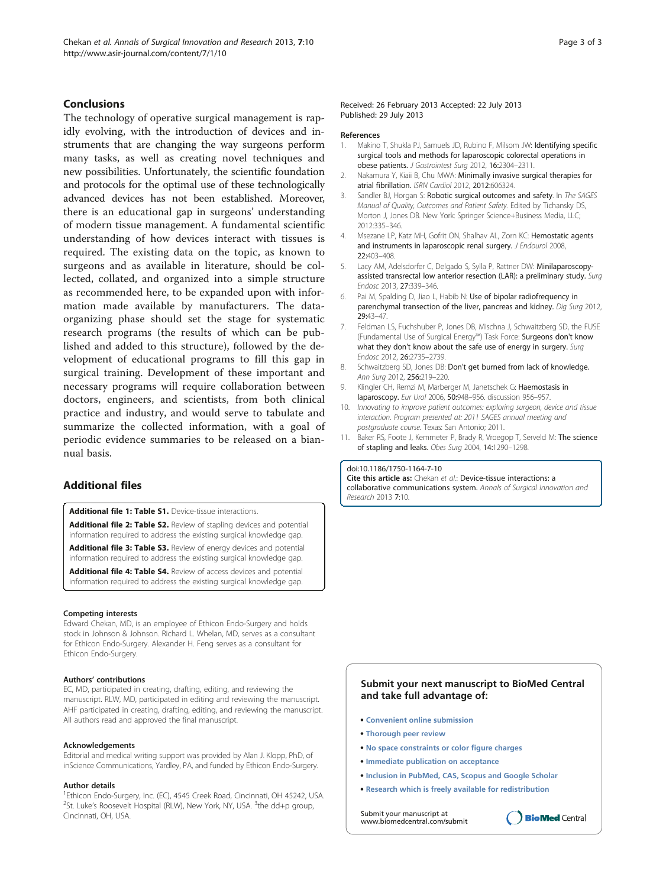## Conclusions

The technology of operative surgical management is rapidly evolving, with the introduction of devices and instruments that are changing the way surgeons perform many tasks, as well as creating novel techniques and new possibilities. Unfortunately, the scientific foundation and protocols for the optimal use of these technologically advanced devices has not been established. Moreover, there is an educational gap in surgeons' understanding of modern tissue management. A fundamental scientific understanding of how devices interact with tissues is required. The existing data on the topic, as known to surgeons and as available in literature, should be collected, collated, and organized into a simple structure as recommended here, to be expanded upon with information made available by manufacturers. The data-organizing phase should set the stage for systematic research programs (the results of which can be published and added to this structure), followed by the development of educational programs to fill this gap in surgical training. Development of these important and necessary programs will require collaboration between doctors, engineers, and scientists, from both clinical practice and industry, and would serve to tabulate and summarize the collected information, with a goal of periodic evidence summaries to be released on a biannual basis.

## Additional files

**Additional file 1: Table S1.** Device-tissue interactions.

**Additional file 2: Table S2.** Review of stapling devices and potential information required to address the existing surgical knowledge gap.

**Additional file 3: Table S3.** Review of energy devices and potential information required to address the existing surgical knowledge gap.

**Additional file 4: Table S4.** Review of access devices and potential information required to address the existing surgical knowledge gap.

#### Competing interests

Edward Chekan, MD, is an employee of Ethicon Endo-Surgery and holds stock in Johnson & Johnson. Richard L. Whelan, MD, serves as a consultant for Ethicon Endo-Surgery. Alexander H. Feng serves as a consultant for Ethicon Endo-Surgery.

#### Authors' contributions

EC, MD, participated in creating, drafting, editing, and reviewing the manuscript. RLW, MD, participated in editing and reviewing the manuscript. AHF participated in creating, drafting, editing, and reviewing the manuscript. All authors read and approved the final manuscript.

#### Acknowledgements

Editorial and medical writing support was provided by Alan J. Klopp, PhD, of inScience Communications, Yardley, PA, and funded by Ethicon Endo-Surgery.

#### Author details

[1]Ethicon Endo-Surgery, Inc. (EC), 4545 Creek Road, Cincinnati, OH 45242, USA. [2]St. Luke's Roosevelt Hospital (RLW), New York, NY, USA. [3]the dd+p group, Cincinnati, OH, USA.

Received: 26 February 2013 Accepted: 22 July 2013
Published: 29 July 2013

#### References

1. Makino T, Shukla PJ, Samuels JD, Rubino F, Milsom JW: **Identifying specific surgical tools and methods for laparoscopic colorectal operations in obese patients.** *J Gastrointest Surg* 2012, **16:**2304–2311.
2. Nakamura Y, Kiaii B, Chu MWA: **Minimally invasive surgical therapies for atrial fibrillation.** *ISRN Cardiol* 2012, **2012:**606324.
3. Sandler BJ, Horgan S: **Robotic surgical outcomes and safety.** In *The SAGES Manual of Quality, Outcomes and Patient Safety.* Edited by Tichansky DS, Morton J, Jones DB. New York: Springer Science+Business Media, LLC; 2012:335–346.
4. Msezane LP, Katz MH, Gofrit ON, Shalhav AL, Zorn KC: **Hemostatic agents and instruments in laparoscopic renal surgery.** *J Endourol* 2008, **22:**403–408.
5. Lacy AM, Adelsdorfer C, Delgado S, Sylla P, Rattner DW: **Minilaparoscopy-assisted transrectal low anterior resection (LAR): a preliminary study.** *Surg Endosc* 2013, **27:**339–346.
6. Pai M, Spalding D, Jiao L, Habib N: **Use of bipolar radiofrequency in parenchymal transection of the liver, pancreas and kidney.** *Dig Surg* 2012, **29:**43–47.
7. Feldman LS, Fuchshuber P, Jones DB, Mischna J, Schwaitzberg SD, the FUSE (Fundamental Use of Surgical Energy™) Task Force: **Surgeons don't know what they don't know about the safe use of energy in surgery.** *Surg Endosc* 2012, **26:**2735–2739.
8. Schwaitzberg SD, Jones DB: **Don't get burned from lack of knowledge.** *Ann Surg* 2012, **256:**219–220.
9. Klingler CH, Remzi M, Marberger M, Janetschek G: **Haemostasis in laparoscopy.** *Eur Urol* 2006, **50:**948–956. discussion 956–957.
10. *Innovating to improve patient outcomes: exploring surgeon, device and tissue interaction. Program presented at: 2011 SAGES annual meeting and postgraduate course.* Texas: San Antonio; 2011.
11. Baker RS, Foote J, Kemmeter P, Brady R, Vroegop T, Serveld M: **The science of stapling and leaks.** *Obes Surg* 2004, **14:**1290–1298.

doi:10.1186/1750-1164-7-10
**Cite this article as:** Chekan *et al.*: Device-tissue interactions: a collaborative communications system. *Annals of Surgical Innovation and Research* 2013 **7**:10.

**Submit your next manuscript to BioMed Central and take full advantage of:**

- Convenient online submission
- Thorough peer review
- No space constraints or color figure charges
- Immediate publication on acceptance
- Inclusion in PubMed, CAS, Scopus and Google Scholar
- Research which is freely available for redistribution

Submit your manuscript at www.biomedcentral.com/submit

BioMed Central